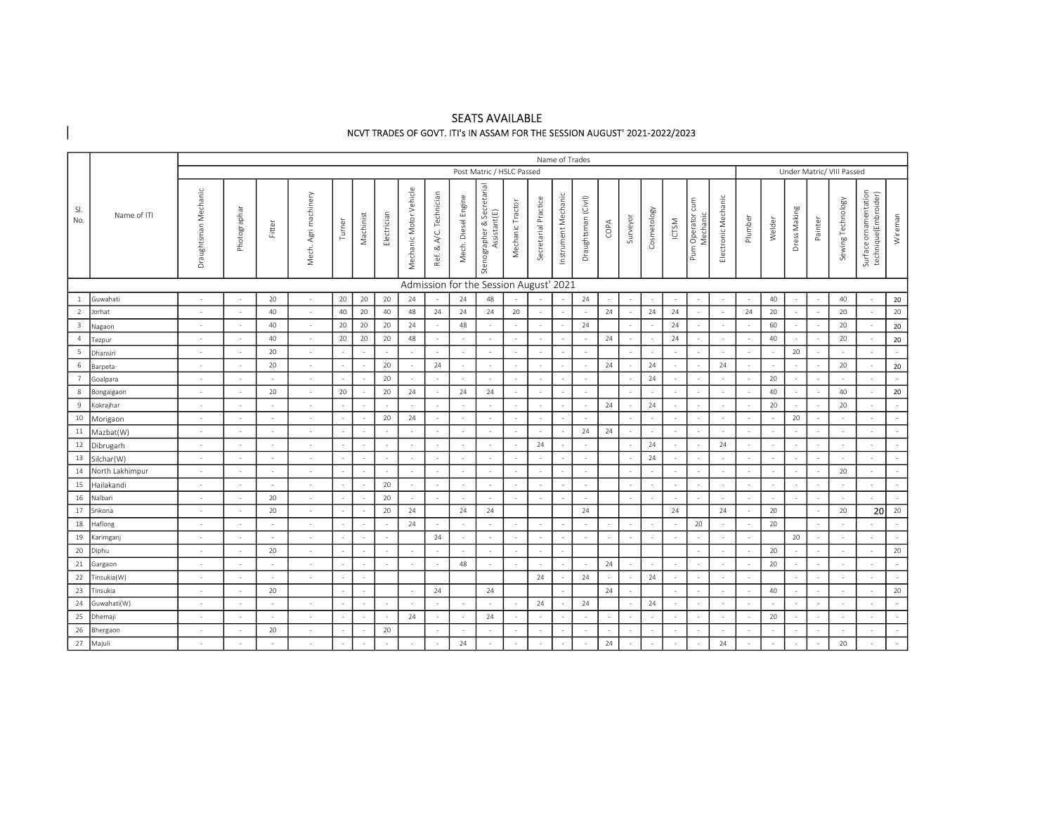# SEATS AVAILABLE

## NCVT TRADES OF GOVT. ITI's IN ASSAM FOR THE SESSION AUGUST' 2021-2022/2023

| Sl. No. | Name of ITI | Name of Trades | | | | | | | | | | | | | | | | | | | | | | | | | | | |
|---|---|---|---|---|---|---|---|---|---|---|---|---|---|---|---|---|---|---|---|---|---|---|---|---|---|---|---|---|---|
| | | Post Matric / HSLC Passed | | | | | | | | | | | | | | | | | | | | | Under Matric/ VIII Passed | | | | | | |
| | | Draughtsman Mechanic | Photographar | Fitter | Mech. Agri machinery | Turner | Machinist | Electrician | Mechanic Motor Vehicle | Ref. & A/C. Technician | Mech. Diesel Engine | Stenographer & Secretarial Assistant(E) | Mechanic Tractor | Secretarial Practice | Instrument Mechanic | Draughtsman (Civil) | COPA | Surveyor | Cosmetology | ICTSM | Pum Operator cum Mechanic | Electronic Mechanic | Plumber | Welder | Dress Making | Painter | Sewing Technology | Surface ornamentation technique(Embroider) | Wireman |
| | | Admission for the Session August' 2021 | | | | | | | | | | | | | | | | | | | | | | | | | | | |
| 1 | Guwahati | - | - | 20 | - | 20 | 20 | 20 | 24 | - | 24 | 48 | - | - | - | 24 | - | - | - | - | - | - | - | 40 | - | - | 40 | - | 20 |
| 2 | Jorhat | - | - | 40 | - | 40 | 20 | 40 | 48 | 24 | 24 | 24 | 20 | - | - | - | 24 | - | 24 | 24 | - | - | 24 | 20 | - | - | 20 | - | 20 |
| 3 | Nagaon | - | - | 40 | - | 20 | 20 | 20 | 24 | - | 48 | - | - | - | - | 24 | | - | - | 24 | - | - | - | 60 | - | - | 20 | - | 20 |
| 4 | Tezpur | - | - | 40 | - | 20 | 20 | 20 | 48 | - | - | - | - | - | - | - | 24 | - | - | 24 | - | - | - | 40 | - | - | 20 | - | 20 |
| 5 | Dhansiri | - | - | 20 | - | - | - | - | - | - | - | - | - | - | - | - | | - | - | - | - | - | - | - | 20 | - | - | - | - |
| 6 | Barpeta | - | - | 20 | - | - | - | 20 | - | 24 | - | - | - | - | - | - | 24 | - | 24 | - | - | 24 | - | - | - | - | 20 | - | 20 |
| 7 | Goalpara | - | - | - | - | - | - | 20 | - | - | - | - | - | - | - | - | | - | 24 | - | - | - | - | 20 | - | - | - | - | - |
| 8 | Bongaigaon | - | - | 20 | - | 20 | - | 20 | 24 | - | 24 | 24 | - | - | - | - | | - | - | - | - | - | - | 40 | - | - | 40 | - | 20 |
| 9 | Kokrajhar | - | - | - | - | - | - | - | - | - | - | - | - | - | - | - | 24 | - | 24 | - | - | - | - | 20 | - | - | 20 | - | - |
| 10 | Morigaon | - | - | - | - | - | - | 20 | 24 | - | - | - | - | - | - | - | | - | - | - | - | - | - | - | 20 | - | - | - | - |
| 11 | Mazbat(W) | - | - | - | - | - | - | - | - | - | - | - | - | - | - | 24 | 24 | - | - | - | - | - | - | - | - | - | - | - | - |
| 12 | Dibrugarh | - | - | - | - | - | - | - | - | - | - | - | - | 24 | - | - | | - | 24 | - | - | 24 | - | - | - | - | - | - | - |
| 13 | Silchar(W) | - | - | - | - | - | - | - | - | - | - | - | - | - | - | - | | - | 24 | - | - | - | - | - | - | - | - | - | - |
| 14 | North Lakhimpur | - | - | - | - | - | - | - | - | - | - | - | - | - | - | - | | - | - | - | - | - | - | - | - | - | 20 | - | - |
| 15 | Hailakandi | - | - | - | - | - | - | 20 | - | - | - | - | - | - | - | - | | - | - | - | - | - | - | - | - | - | - | - | - |
| 16 | Nalbari | - | - | 20 | - | - | - | 20 | - | - | - | - | - | - | - | - | | - | - | - | - | - | - | - | - | - | - | - | - |
| 17 | Srikona | - | - | 20 | - | - | - | 20 | 24 | | 24 | 24 | | | | 24 | | | | 24 | | 24 | - | 20 | | - | 20 | 20 | 20 |
| 18 | Haflong | - | - | - | - | - | - | - | 24 | - | - | - | - | - | - | - | - | - | - | - | 20 | - | - | 20 | | - | - | - | - |
| 19 | Karimganj | - | - | - | - | - | - | - | | 24 | - | - | - | - | - | - | - | - | - | - | - | - | - | | 20 | - | - | - | - |
| 20 | Diphu | - | - | 20 | - | - | - | - | - | - | - | - | - | - | - | | | | | | | - | - | 20 | - | - | - | - | 20 |
| 21 | Gargaon | - | - | - | - | - | - | - | - | - | 48 | - | - | - | - | - | 24 | - | - | - | - | - | - | 20 | - | - | - | - | - |
| 22 | Tinsukia(W) | - | - | - | - | - | - | | | | | | | 24 | - | 24 | - | - | 24 | - | - | - | - | | - | - | - | - | - |
| 23 | Tinsukia | - | - | 20 | - | - | - | | - | 24 | | 24 | | | - | | 24 | - | | - | - | - | - | 40 | - | - | - | - | 20 |
| 24 | Guwahati(W) | - | - | - | - | - | - | - | - | - | - | - | - | 24 | - | 24 | | - | 24 | - | - | - | - | - | - | - | - | - | - |
| 25 | Dhemaji | - | - | - | - | - | - | - | 24 | - | - | 24 | - | - | - | - | - | - | - | - | - | - | - | 20 | - | - | - | - | - |
| 26 | Bhergaon | - | - | 20 | - | - | - | 20 | | | - | - | - | - | - | - | - | - | - | - | - | - | - | - | - | - | - | - | - |
| 27 | Majuli | - | - | - | - | - | - | - | - | - | 24 | - | - | - | - | - | 24 | - | - | - | - | 24 | - | - | - | - | 20 | - | - |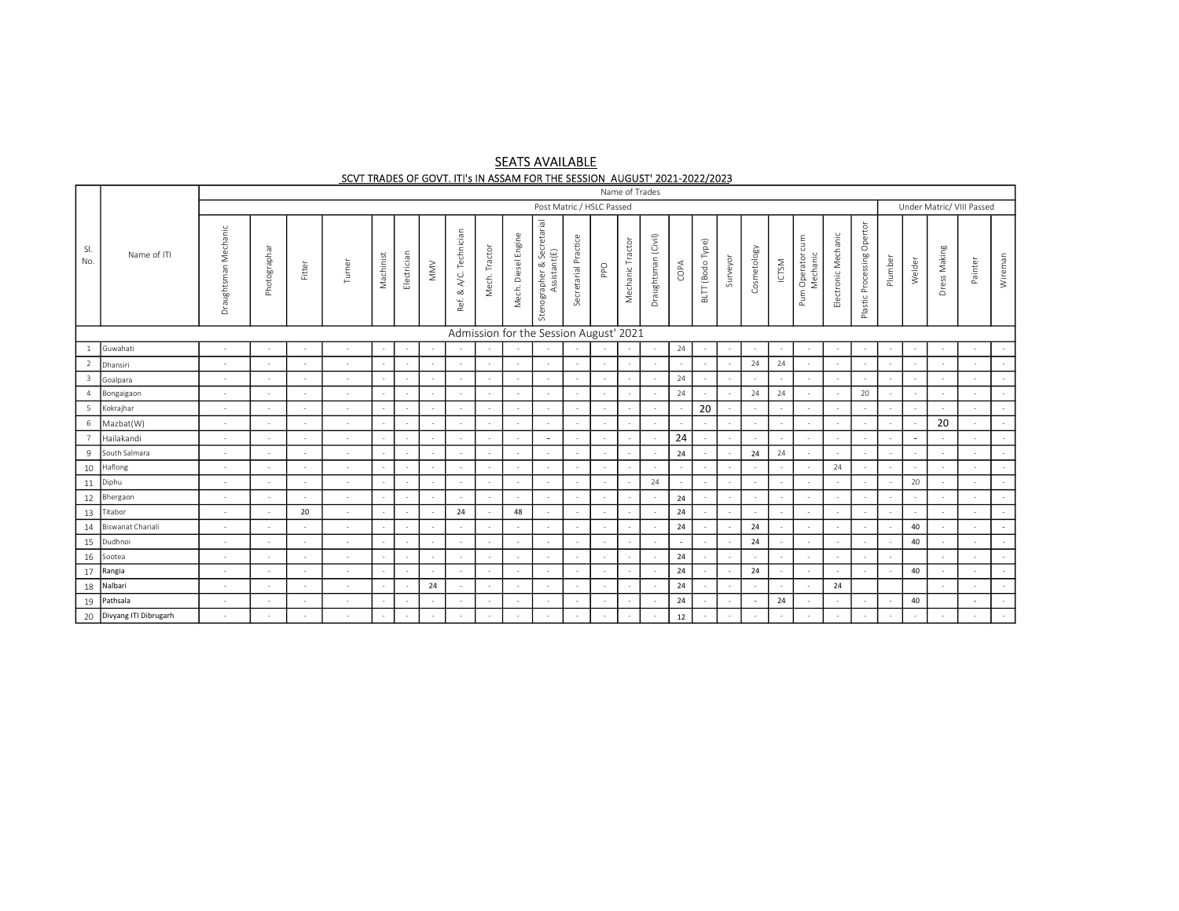# SEATS AVAILABLE

## SCVT TRADES OF GOVT. ITI's IN ASSAM FOR THE SESSION AUGUST' 2021-2022/2023

| Sl. No. | Name of ITI | Name of Trades | | | | | | | | | | | | | | | | | | | | | | | | | | | |
|---|---|---|---|---|---|---|---|---|---|---|---|---|---|---|---|---|---|---|---|---|---|---|---|---|---|---|---|---|---|
| | | Post Matric / HSLC Passed | | | | | | | | | | | | | | | | | | | | | | Under Matric/ VIII Passed | | | | | |
| | | Draughtsman Mechanic | Photographar | Fitter | Turner | Machinist | Electrician | MMV | Ref. & A/C. Technician | Mech. Tractor | Mech. Diesel Engine | Stenographer & Secretarial Assistant(E) | Secretarial Practice | PPO | Mechanic Tractor | Draughtsman (Civil) | COPA | BLTT (Bodo Type) | Surveyor | Cosmetology | ICTSM | Pum Operator cum Mechanic | Electronic Mechanic | Plastic Processing Opertor | Plumber | Welder | Dress Making | Painter | Wireman |
| | | Admission for the Session August' 2021 | | | | | | | | | | | | | | | | | | | | | | | | | | | |
| 1 | Guwahati | - | - | - | - | - | - | - | - | - | - | - | - | - | - | - | 24 | - | - | - | - | - | - | - | - | - | - | - | - |
| 2 | Dhansiri | - | - | - | - | - | - | - | - | - | - | - | - | - | - | - | - | - | - | 24 | 24 | - | - | - | - | - | - | - | - |
| 3 | Goalpara | - | - | - | - | - | - | - | - | - | - | - | - | - | - | - | 24 | - | - | - | - | - | - | - | - | - | - | - | - |
| 4 | Bongaigaon | - | - | - | - | - | - | - | - | - | - | - | - | - | - | - | 24 | - | - | 24 | 24 | - | - | 20 | - | - | - | - | - |
| 5 | Kokrajhar | - | - | - | - | - | - | - | - | - | - | - | - | - | - | - | - | 20 | - | - | - | - | - | - | - | - | - | - | - |
| 6 | Mazbat(W) | - | - | - | - | - | - | - | - | - | - | - | - | - | - | - | - | - | - | - | - | - | - | - | - | - | 20 | - | - |
| 7 | Hailakandi | - | - | - | - | - | - | - | - | - | - | - | - | - | - | - | 24 | - | - | - | - | - | - | - | - | - | - | - | - |
| 9 | South Salmara | - | - | - | - | - | - | - | - | - | - | - | - | - | - | - | 24 | - | - | 24 | 24 | - | - | - | - | - | - | - | - |
| 10 | Haflong | - | - | - | - | - | - | - | - | - | - | - | - | - | - | - | - | - | - | - | - | - | 24 | - | - | - | - | - | - |
| 11 | Diphu | - | - | - | - | - | - | - | - | - | - | - | - | - | - | 24 | - | - | - | - | - | - | - | - | - | 20 | - | - | - |
| 12 | Bhergaon | - | - | - | - | - | - | - | - | - | - | - | - | - | - | - | 24 | - | - | - | - | - | - | - | - | - | - | - | - |
| 13 | Titabor | - | - | 20 | - | - | - | - | 24 | - | 48 | - | - | - | - | - | 24 | - | - | - | - | - | - | - | - | - | - | - | - |
| 14 | Biswanat Chariali | - | - | - | - | - | - | - | - | - | - | - | - | - | - | - | 24 | - | - | 24 | - | - | - | - | - | 40 | - | - | - |
| 15 | Dudhnoi | - | - | - | - | - | - | - | - | - | - | - | - | - | - | - | - | - | - | 24 | - | - | - | - | - | 40 | - | - | - |
| 16 | Sootea | - | - | - | - | - | - | - | - | - | - | - | - | - | - | - | 24 | - | - | - | - | - | - | - | - | | - | - | - |
| 17 | Rangia | - | - | - | - | - | - | - | - | - | - | - | - | - | - | - | 24 | - | - | 24 | - | - | - | - | - | 40 | - | - | - |
| 18 | Nalbari | - | - | - | - | - | - | 24 | - | - | - | - | - | - | - | - | 24 | - | - | - | - | - | 24 | | | | | - | - |
| 19 | Pathsala | - | - | - | - | - | - | - | - | - | - | - | - | - | - | - | 24 | - | - | - | 24 | - | - | - | - | 40 | | - | - |
| 20 | Divyang ITI Dibrugarh | - | - | - | - | - | - | - | - | - | - | - | - | - | - | - | 12 | - | - | - | - | - | - | - | - | - | - | - | - |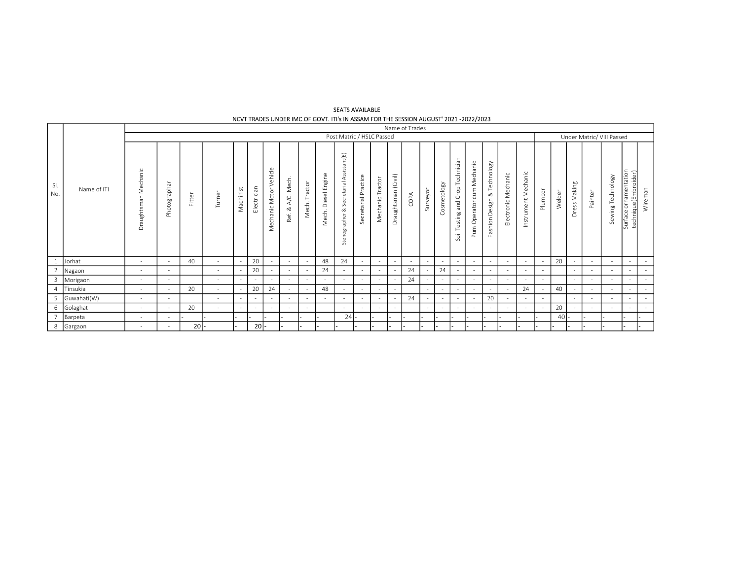SEATS AVAILABLE

NCVT TRADES UNDER IMC OF GOVT. ITI's IN ASSAM FOR THE SESSION AUGUST' 2021 -2022/2023

| Sl. No. | Name of ITI | Name of Trades | | | | | | | | | | | | | | | | | | | | | | | | | | | | |
|---|---|---|---|---|---|---|---|---|---|---|---|---|---|---|---|---|---|---|---|---|---|---|---|---|---|---|---|---|---|---|
| | | Post Matric / HSLC Passed | | | | | | | | | | | | | | | | | | | | | | Under Matric/ VIII Passed | | | | | | |
| | | Draughtsman Mechanic | Photographar | Fitter | Turner | Machinist | Electrician | Mechanic Motor Vehicle | Ref. & A/C. Mech. | Mech. Tractor | Mech. Diesel Engine | Stenographer & Secretarial Assistant(E) | Secretarial Practice | Mechanic Tractor | Draughtsman (Civil) | COPA | Surveyor | Cosmetology | Soil Testing and Crop Technician | Pum Operator cum Mechanic | Fashion Design & Technology | Electronic Mechanic | Instrument Mechanic | Plumber | Welder | Dress Making | Painter | Sewing Technology | Surface ornamentation technique(Embroider) | Wireman |
| 1 | Jorhat | - | - | 40 | - | - | 20 | - | - | - | 48 | 24 | - | - | - | - | - | - | - | - | - | - | - | - | 20 | - | - | - | - | - |
| 2 | Nagaon | - | - | | - | - | 20 | - | - | - | 24 | - | - | - | - | 24 | - | 24 | - | - | - | - | - | - | | - | - | - | - | - |
| 3 | Morigaon | - | - | | - | - | - | - | - | - | - | - | - | - | - | 24 | - | - | - | - | - | - | - | - | | - | - | - | - | - |
| 4 | Tinsukia | - | - | 20 | - | - | 20 | 24 | - | - | 48 | - | - | - | - | | - | - | - | - | - | - | 24 | - | 40 | - | - | - | - | - |
| 5 | Guwahati(W) | - | - | | - | - | - | - | - | - | - | - | - | - | - | 24 | - | - | - | - | 20 | - | - | - | | - | - | - | - | - |
| 6 | Golaghat | - | - | 20 | - | - | - | - | - | - | | - | - | - | - | | - | - | - | - | - | - | - | - | 20 | - | - | - | - | - |
| 7 | Barpeta | - | - | - | - | - | - | - | - | - | - | 24 | - | - | - | - | - | - | - | - | - | - | - | - | 40 | - | - | - | - | - |
| 8 | Gargaon | - | - | 20 | - | - | 20 | - | - | - | - | - | - | - | - | - | - | - | - | - | - | - | - | - | - | - | - | - | - | - |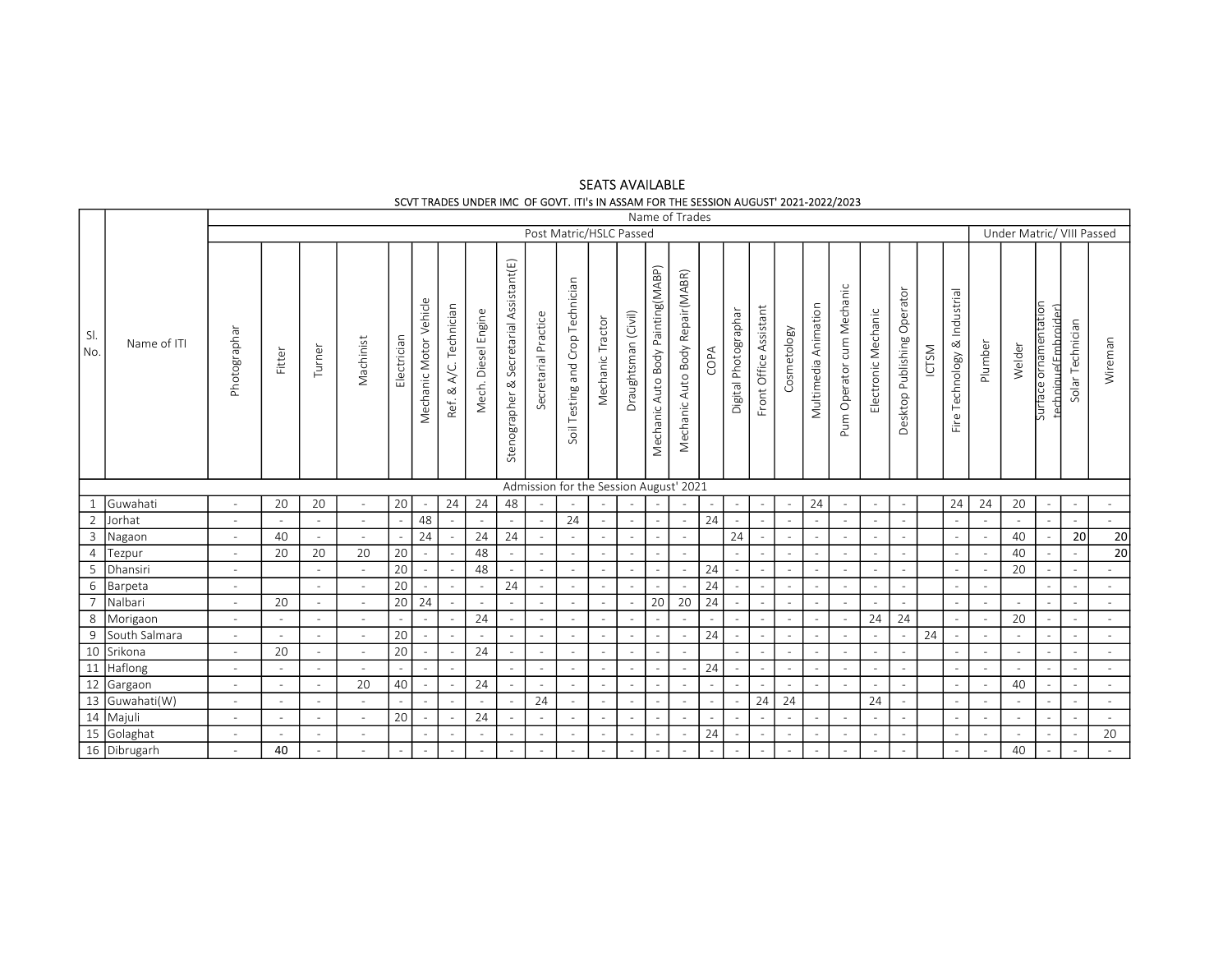# SEATS AVAILABLE

## SCVT TRADES UNDER IMC OF GOVT. ITI's IN ASSAM FOR THE SESSION AUGUST' 2021-2022/2023

| Sl. No. | Name of ITI | Name of Trades | | | | | | | | | | | | | | | | | | | | | | | | | | | | | |
|---|---|---|---|---|---|---|---|---|---|---|---|---|---|---|---|---|---|---|---|---|---|---|---|---|---|---|---|---|---|---|---|
| | | Post Matric/HSLC Passed | | | | | | | | | | | | | | | | | | | | | | | | Under Matric/ VIII Passed | | | | | |
| | | Photographar | Fitter | Turner | Machinist | Electrician | Mechanic Motor Vehicle | Ref. & A/C. Technician | Mech. Diesel Engine | Stenographer & Secretarial Assistant(E) | Secretarial Practice | Soil Testing and Crop Technician | Mechanic Tractor | Draughtsman (Civil) | Mechanic Auto Body Painting(MABP) | Mechanic Auto Body Repair(MABR) | COPA | Digital Photographar | Front Office Assistant | Cosmetology | Multimedia Animation | Pum Operator cum Mechanic | Electronic Mechanic | Desktop Publishing Operator | ICTSM | Fire Technology & Industrial | Plumber | Welder | Surface ornamentation technique(Embroider) | Solar Technician | Wireman |
| | | Admission for the Session August' 2021 | | | | | | | | | | | | | | | | | | | | | | | | | | | | | |
| 1 | Guwahati | - | 20 | 20 | - | 20 | - | 24 | 24 | 48 | - | - | - | - | - | - | - | - | - | - | 24 | - | - | - | | 24 | 24 | 20 | - | - | - |
| 2 | Jorhat | - | - | - | - | - | 48 | - | - | - | - | 24 | - | - | - | - | 24 | - | - | - | - | - | - | - | | - | - | - | - | - | - |
| 3 | Nagaon | - | 40 | - | - | - | 24 | - | 24 | 24 | - | - | - | - | - | - | | 24 | - | - | - | - | - | - | | - | - | 40 | - | 20 | 20 |
| 4 | Tezpur | - | 20 | 20 | 20 | 20 | - | - | 48 | - | - | - | - | - | - | - | | - | - | - | - | - | - | - | | - | - | 40 | - | - | 20 |
| 5 | Dhansiri | - | | - | - | 20 | - | - | 48 | - | - | - | - | - | - | - | 24 | - | - | - | - | - | - | - | | - | - | 20 | - | - | - |
| 6 | Barpeta | - | | - | - | 20 | - | - | - | 24 | - | - | - | - | - | - | 24 | - | - | - | - | - | - | - | | - | - | | - | - | - |
| 7 | Nalbari | - | 20 | - | - | 20 | 24 | - | - | - | - | - | - | - | 20 | 20 | 24 | - | - | - | - | - | - | - | | - | - | - | - | - | - |
| 8 | Morigaon | - | - | - | - | - | - | - | 24 | - | - | - | - | - | - | - | - | - | - | - | - | - | 24 | 24 | | - | - | 20 | - | - | - |
| 9 | South Salmara | - | - | - | - | 20 | - | - | - | - | - | - | - | - | - | - | 24 | - | - | - | - | - | - | - | 24 | - | - | - | - | - | - |
| 10 | Srikona | - | 20 | - | - | 20 | - | - | 24 | - | - | - | - | - | - | - | | - | - | - | - | - | - | - | | - | - | - | - | - | - |
| 11 | Haflong | - | - | - | - | - | - | - | | - | - | - | - | - | - | - | 24 | - | - | - | - | - | - | - | | - | - | - | - | - | - |
| 12 | Gargaon | - | - | - | 20 | 40 | - | - | 24 | - | - | - | - | - | - | - | - | - | - | - | - | - | - | - | | - | - | 40 | - | - | - |
| 13 | Guwahati(W) | - | - | - | - | - | - | - | - | - | 24 | - | - | - | - | - | - | - | 24 | 24 | | | 24 | - | | - | - | - | - | - | - |
| 14 | Majuli | - | - | - | - | 20 | - | - | 24 | - | - | - | - | - | - | - | - | - | - | - | - | - | - | - | | - | - | - | - | - | - |
| 15 | Golaghat | - | - | - | - | - | | - | - | - | - | - | - | - | - | - | 24 | - | - | - | - | - | - | - | | - | - | - | - | - | 20 |
| 16 | Dibrugarh | - | 40 | - | - | - | - | - | - | - | - | - | - | - | - | - | - | - | - | - | - | - | - | - | | - | - | 40 | - | - | - |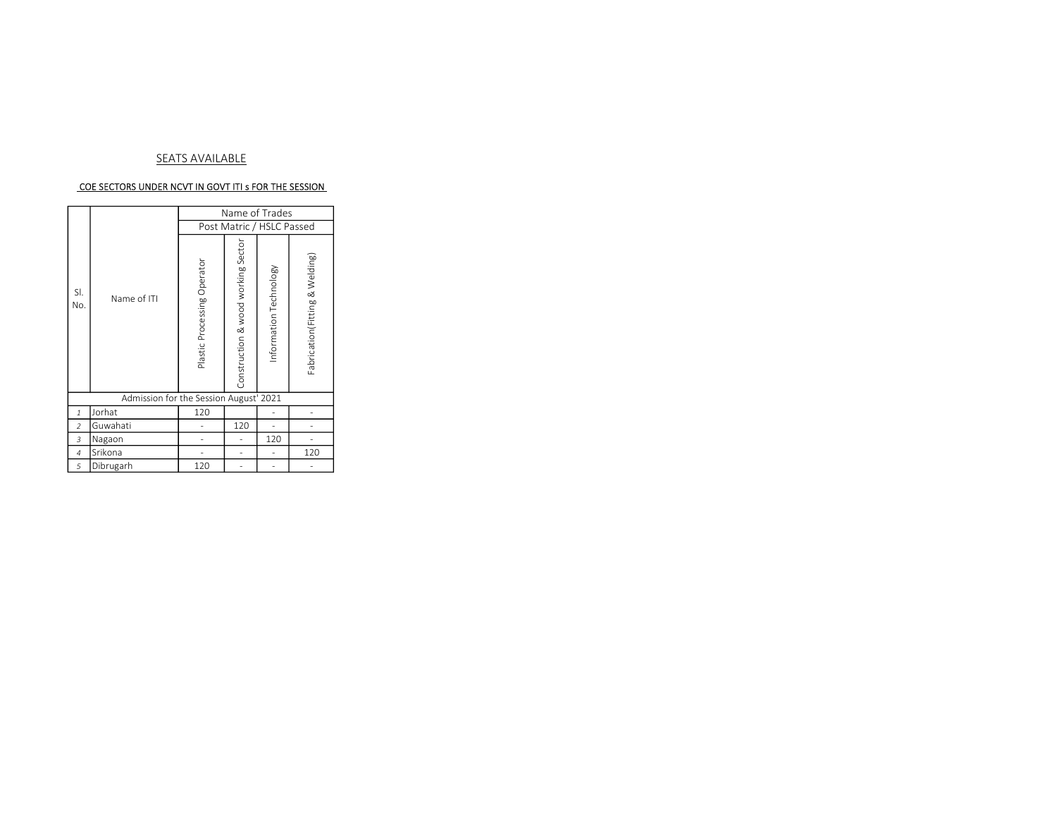## SEATS AVAILABLE

### COE SECTORS UNDER NCVT IN GOVT ITI s FOR THE SESSION

| Sl. No. | Name of ITI | Name of Trades | | | |
|---|---|---|---|---|---|
| | | Post Matric / HSLC Passed | | | |
| | | Plastic Processing Operator | Construction & wood working Sector | Information Technology | Fabrication(Fitting & Welding) |
| Admission for the Session August' 2021 | | | | | |
| 1 | Jorhat | 120 | | - | - |
| 2 | Guwahati | - | 120 | - | - |
| 3 | Nagaon | - | - | 120 | - |
| 4 | Srikona | - | - | - | 120 |
| 5 | Dibrugarh | 120 | - | - | - |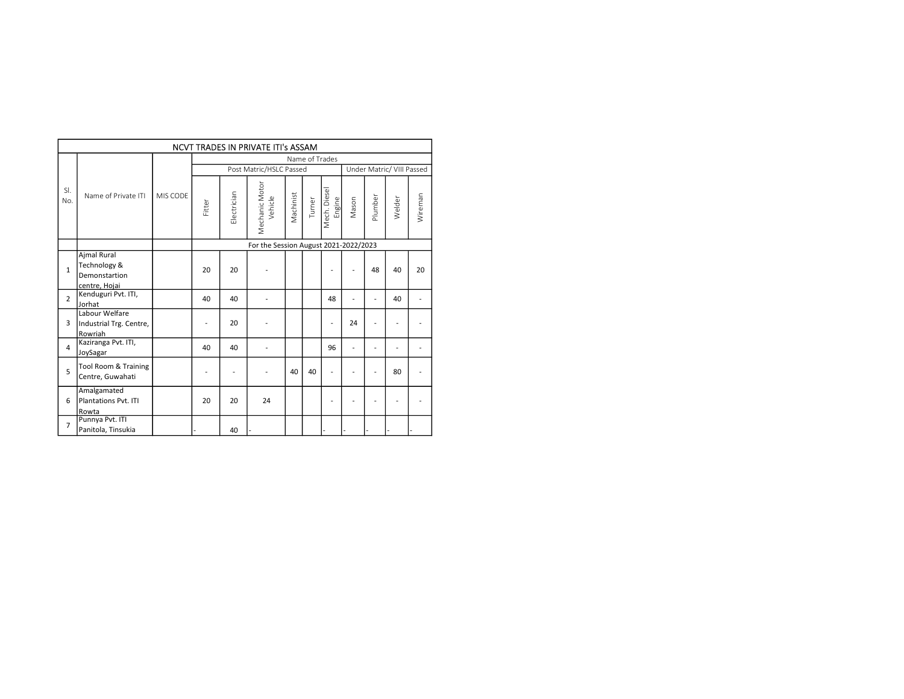| NCVT TRADES IN PRIVATE ITI's ASSAM | | | | | | | | | | | | | |
|---|---|---|---|---|---|---|---|---|---|---|---|---|---|
| Sl. No. | Name of Private ITI | MIS CODE | Name of Trades | | | | | | | | | | |
| | | | Post Matric/HSLC Passed | | | | | | Under Matric/ VIII Passed | | | | |
| | | | Fitter | Electrician | Mechanic Motor Vehicle | Machinist | Turner | Mech. Diesel Engine | Mason | Plumber | Welder | Wireman |
| | | | For the Session August 2021-2022/2023 | | | | | | | | | | |
| 1 | Ajmal Rural Technology & Demonstartion centre, Hojai | | 20 | 20 | - | | | - | - | 48 | 40 | 20 |
| 2 | Kenduguri Pvt. ITI, Jorhat | | 40 | 40 | - | | | 48 | - | - | 40 | - |
| 3 | Labour Welfare Industrial Trg. Centre, Rowriah | | - | 20 | - | | | - | 24 | - | - | - |
| 4 | Kaziranga Pvt. ITI, JoySagar | | 40 | 40 | - | | | 96 | - | - | - | - |
| 5 | Tool Room & Training Centre, Guwahati | | - | - | - | 40 | 40 | - | - | - | 80 | - |
| 6 | Amalgamated Plantations Pvt. ITI Rowta | | 20 | 20 | 24 | | | - | - | - | - | - |
| 7 | Punnya Pvt. ITI Panitola, Tinsukia | | - | 40 | - | | | - | - | - | - | - |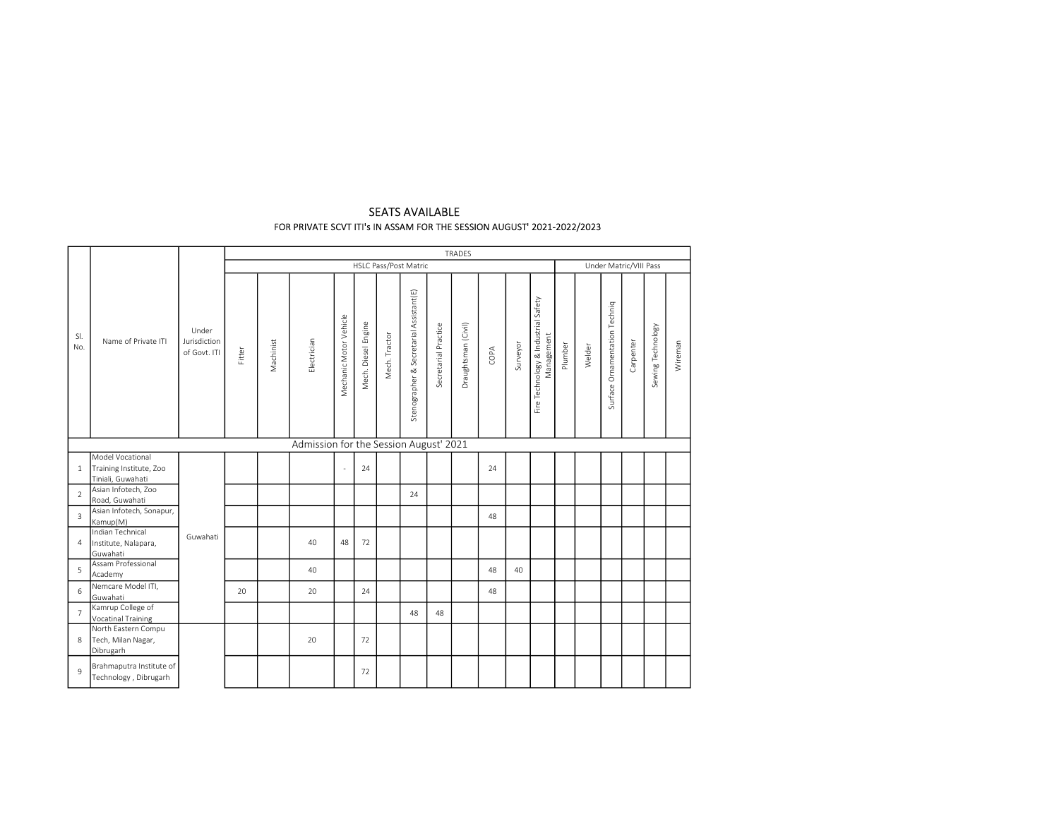# SEATS AVAILABLE

## FOR PRIVATE SCVT ITI's IN ASSAM FOR THE SESSION AUGUST' 2021-2022/2023

| Sl. No. | Name of Private ITI | Under Jurisdiction of Govt. ITI | TRADES | | | | | | | | | | | | | | | | | | | |
|---|---|---|---|---|---|---|---|---|---|---|---|---|---|---|---|---|---|---|---|---|---|---|
| | | | HSLC Pass/Post Matric | | | | | | | | | | | | | Under Matric/VIII Pass | | | | | | |
| | | | Fitter | Machinist | Electrician | Mechanic Motor Vehicle | Mech. Diesel Engine | Mech. Tractor | Stenographer & Secretarial Assistant(E) | Secretarial Practice | Draughtsman (Civil) | COPA | Surveyor | Fire Technology & Industrial Safety Management | Plumber | Welder | Surface Ornamentation Techniq | Carpenter | Sewing Technology | Wireman |
| Admission for the Session August' 2021 | | | | | | | | | | | | | | | | | | | | | | |
| 1 | Model Vocational Training Institute, Zoo Tiniali, Guwahati | Guwahati | | | | - | 24 | | | | | 24 | | | | | | | | |
| 2 | Asian Infotech, Zoo Road, Guwahati | | | | | | | | 24 | | | | | | | | | | | |
| 3 | Asian Infotech, Sonapur, Kamup(M) | | | | | | | | | | | 48 | | | | | | | | |
| 4 | Indian Technical Institute, Nalapara, Guwahati | | | | 40 | 48 | 72 | | | | | | | | | | | | | |
| 5 | Assam Professional Academy | | | | 40 | | | | | | | 48 | 40 | | | | | | | |
| 6 | Nemcare Model ITI, Guwahati | | 20 | | 20 | | 24 | | | | | 48 | | | | | | | | |
| 7 | Kamrup College of Vocatinal Training | | | | | | | | 48 | 48 | | | | | | | | | | |
| 8 | North Eastern Compu Tech, Milan Nagar, Dibrugarh | | | | 20 | | 72 | | | | | | | | | | | | | |
| 9 | Brahmaputra Institute of Technology , Dibrugarh | | | | | | 72 | | | | | | | | | | | | | |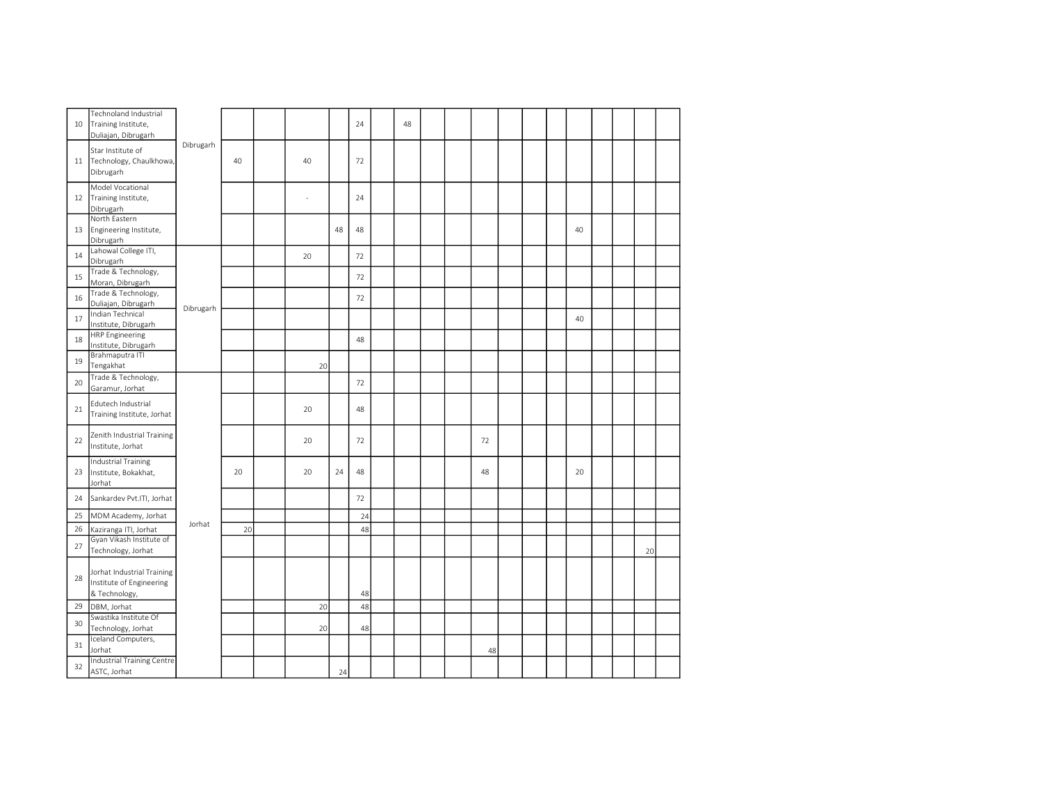| | | | | | | | | | | | | | | | | | | | | |
|---|---|---|---|---|---|---|---|---|---|---|---|---|---|---|---|---|---|---|---|---|
| 10 | Technoland Industrial Training Institute, Duliajan, Dibrugarh | Dibrugarh | | | | | 24 | | 48 | | | | | | | | | | | |
| 11 | Star Institute of Technology, Chaulkhowa, Dibrugarh | | 40 | | 40 | | 72 | | | | | | | | | | | | | |
| 12 | Model Vocational Training Institute, Dibrugarh | | | | - | | 24 | | | | | | | | | | | | | |
| 13 | North Eastern Engineering Institute, Dibrugarh | | | | | 48 | 48 | | | | | | | | | 40 | | | | |
| 14 | Lahowal College ITI, Dibrugarh | Dibrugarh | | | 20 | | 72 | | | | | | | | | | | | | |
| 15 | Trade & Technology, Moran, Dibrugarh | | | | | | 72 | | | | | | | | | | | | | |
| 16 | Trade & Technology, Duliajan, Dibrugarh | | | | | | 72 | | | | | | | | | | | | | |
| 17 | Indian Technical Institute, Dibrugarh | | | | | | | | | | | | | | | 40 | | | | |
| 18 | HRP Engineering Institute, Dibrugarh | | | | | | 48 | | | | | | | | | | | | | |
| 19 | Brahmaputra ITI Tengakhat | | | | 20 | | | | | | | | | | | | | | | |
| 20 | Trade & Technology, Garamur, Jorhat | Jorhat | | | | | 72 | | | | | | | | | | | | | |
| 21 | Edutech Industrial Training Institute, Jorhat | | | | 20 | | 48 | | | | | | | | | | | | | |
| 22 | Zenith Industrial Training Institute, Jorhat | | | | 20 | | 72 | | | | | 72 | | | | | | | | |
| 23 | Industrial Training Institute, Bokakhat, Jorhat | | 20 | | 20 | 24 | 48 | | | | | 48 | | | | 20 | | | | |
| 24 | Sankardev Pvt.ITI, Jorhat | | | | | | 72 | | | | | | | | | | | | | |
| 25 | MDM Academy, Jorhat | | | | | | 24 | | | | | | | | | | | | | |
| 26 | Kaziranga ITI, Jorhat | | 20 | | | | 48 | | | | | | | | | | | | | |
| 27 | Gyan Vikash Institute of Technology, Jorhat | | | | | | | | | | | | | | | | | | 20 | |
| 28 | Jorhat Industrial Training Institute of Engineering & Technology, | | | | | | 48 | | | | | | | | | | | | | |
| 29 | DBM, Jorhat | | | | 20 | | 48 | | | | | | | | | | | | | |
| 30 | Swastika Institute Of Technology, Jorhat | | | | 20 | | 48 | | | | | | | | | | | | | |
| 31 | Iceland Computers, Jorhat | | | | | | | | | | | 48 | | | | | | | | |
| 32 | Industrial Training Centre ASTC, Jorhat | | | | | 24 | | | | | | | | | | | | | | |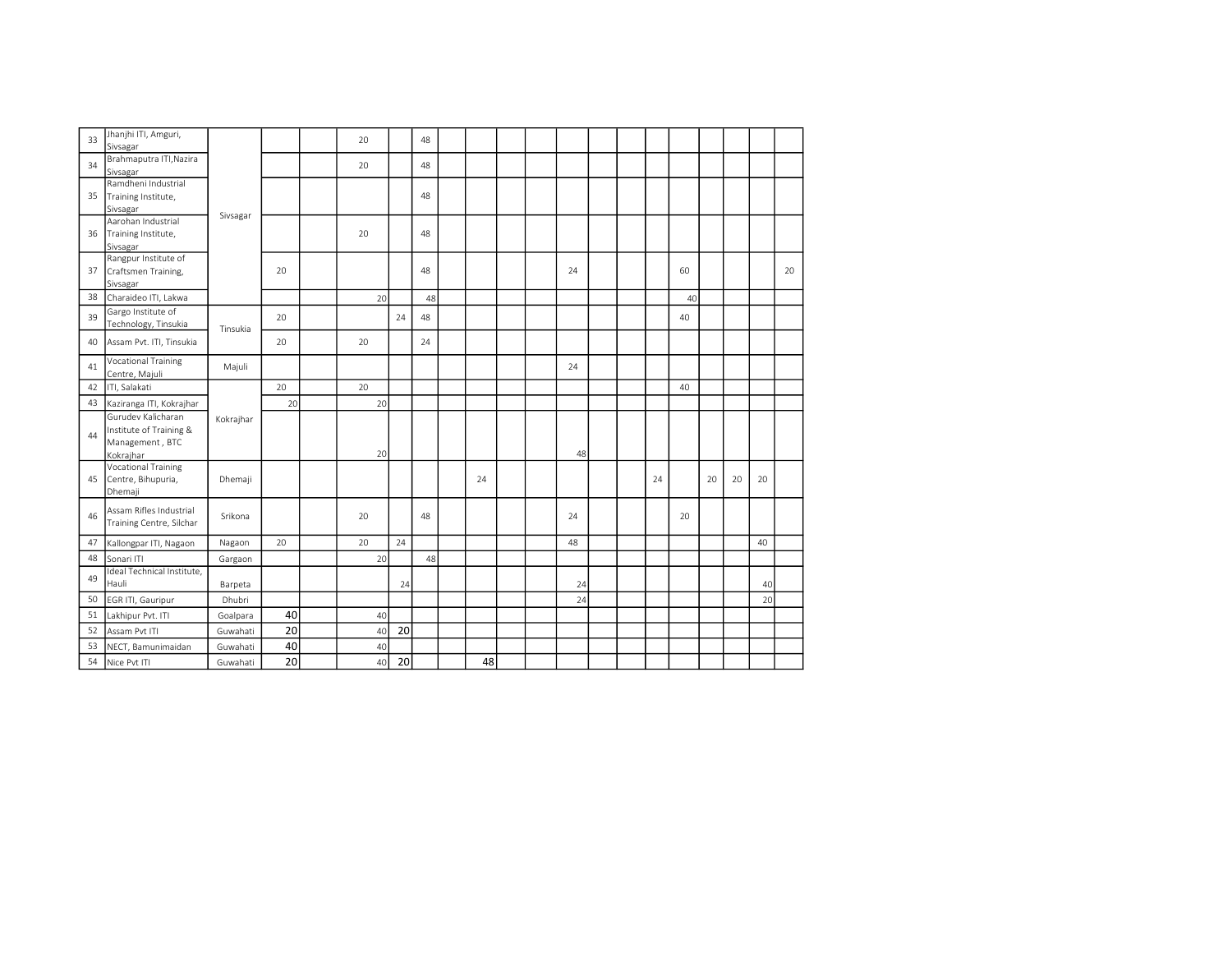| | | | | | | | | | | | | | | | | | | | | |
|---|---|---|---|---|---|---|---|---|---|---|---|---|---|---|---|---|---|---|---|---|
| 33 | Jhanjhi ITI, Amguri, Sivsagar | Sivsagar | | | 20 | | 48 | | | | | | | | | | | | | |
| 34 | Brahmaputra ITI,Nazira Sivsagar | | | | 20 | | 48 | | | | | | | | | | | | | |
| 35 | Ramdheni Industrial Training Institute, Sivsagar | | | | | | 48 | | | | | | | | | | | | | |
| 36 | Aarohan Industrial Training Institute, Sivsagar | | | | 20 | | 48 | | | | | | | | | | | | | |
| 37 | Rangpur Institute of Craftsmen Training, Sivsagar | | 20 | | | | 48 | | | | | 24 | | | | 60 | | | | 20 |
| 38 | Charaideo ITI, Lakwa | | | | 20 | | 48 | | | | | | | | | 40 | | | | |
| 39 | Gargo Institute of Technology, Tinsukia | Tinsukia | 20 | | | 24 | 48 | | | | | | | | | 40 | | | | |
| 40 | Assam Pvt. ITI, Tinsukia | | 20 | | 20 | | 24 | | | | | | | | | | | | | |
| 41 | Vocational Training Centre, Majuli | Majuli | | | | | | | | | | 24 | | | | | | | | |
| 42 | ITI, Salakati | Kokrajhar | 20 | | 20 | | | | | | | | | | | 40 | | | | |
| 43 | Kaziranga ITI, Kokrajhar | | 20 | | 20 | | | | | | | | | | | | | | | |
| 44 | Gurudev Kalicharan Institute of Training & Management , BTC Kokrajhar | | | | 20 | | | | | | | 48 | | | | | | | | |
| 45 | Vocational Training Centre, Bihupuria, Dhemaji | Dhemaji | | | | | | | 24 | | | | | | 24 | | 20 | 20 | 20 | |
| 46 | Assam Rifles Industrial Training Centre, Silchar | Srikona | | | 20 | | 48 | | | | | 24 | | | | 20 | | | | |
| 47 | Kallongpar ITI, Nagaon | Nagaon | 20 | | 20 | 24 | | | | | | 48 | | | | | | | 40 | |
| 48 | Sonari ITI | Gargaon | | | 20 | | 48 | | | | | | | | | | | | | |
| 49 | Ideal Technical Institute, Hauli | Barpeta | | | | 24 | | | | | | 24 | | | | | | | 40 | |
| 50 | EGR ITI, Gauripur | Dhubri | | | | | | | | | | 24 | | | | | | | 20 | |
| 51 | Lakhipur Pvt. ITI | Goalpara | 40 | | 40 | | | | | | | | | | | | | | | |
| 52 | Assam Pvt ITI | Guwahati | 20 | | 40 | 20 | | | | | | | | | | | | | | |
| 53 | NECT, Bamunimaidan | Guwahati | 40 | | 40 | | | | | | | | | | | | | | | |
| 54 | Nice Pvt ITI | Guwahati | 20 | | 40 | 20 | | | 48 | | | | | | | | | | | |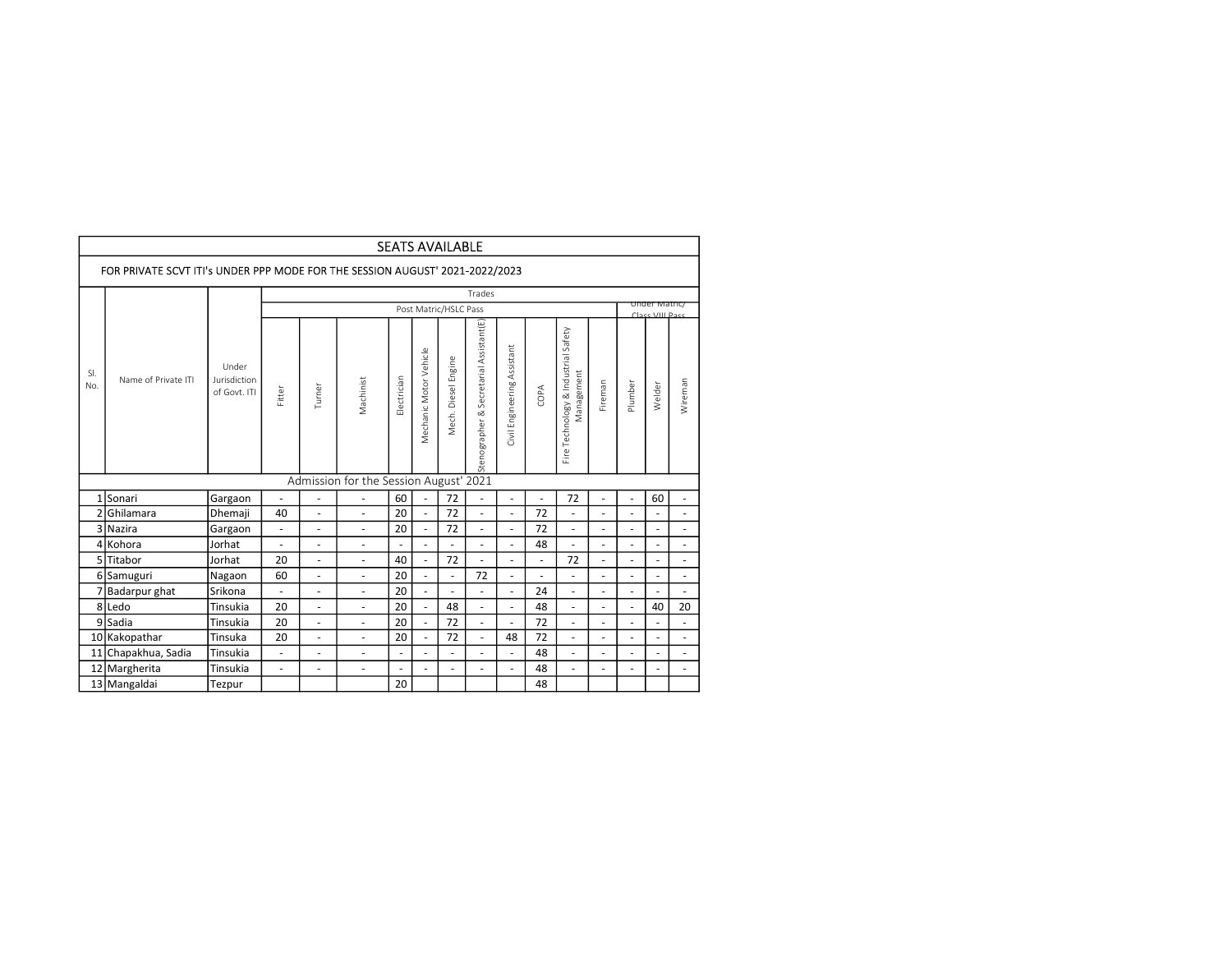# SEATS AVAILABLE

FOR PRIVATE SCVT ITI's UNDER PPP MODE FOR THE SESSION AUGUST' 2021-2022/2023

| Sl. No. | Name of Private ITI | Under Jurisdiction of Govt. ITI | Trades | | | | | | | | | | | | | | |
|---|---|---|---|---|---|---|---|---|---|---|---|---|---|---|---|---|---|
| | | | Post Matric/HSLC Pass | | | | | | | | | | | Under Matric/ Class VIII Pass | | | |
| | | | Fitter | Turner | Machinist | Electrician | Mechanic Motor Vehicle | Mech. Diesel Engine | Stenographer & Secretarial Assistant(E) | Civil Engineering Assistant | COPA | Fire Technology & Industrial Safety Management | Fireman | Plumber | Welder | Wireman |
| Admission for the Session August' 2021 | | | | | | | | | | | | | | | | | |
| 1 | Sonari | Gargaon | - | - | - | 60 | - | 72 | - | - | - | 72 | - | - | 60 | - |
| 2 | Ghilamara | Dhemaji | 40 | - | - | 20 | - | 72 | - | - | 72 | - | - | - | - | - |
| 3 | Nazira | Gargaon | - | - | - | 20 | - | 72 | - | - | 72 | - | - | - | - | - |
| 4 | Kohora | Jorhat | - | - | - | - | - | - | - | - | 48 | - | - | - | - | - |
| 5 | Titabor | Jorhat | 20 | - | - | 40 | - | 72 | - | - | - | 72 | - | - | - | - |
| 6 | Samuguri | Nagaon | 60 | - | - | 20 | - | - | 72 | - | - | - | - | - | - | - |
| 7 | Badarpur ghat | Srikona | - | - | - | 20 | - | - | - | - | 24 | - | - | - | - | - |
| 8 | Ledo | Tinsukia | 20 | - | - | 20 | - | 48 | - | - | 48 | - | - | - | 40 | 20 |
| 9 | Sadia | Tinsukia | 20 | - | - | 20 | - | 72 | - | - | 72 | - | - | - | - | - |
| 10 | Kakopathar | Tinsuka | 20 | - | - | 20 | - | 72 | - | 48 | 72 | - | - | - | - | - |
| 11 | Chapakhua, Sadia | Tinsukia | - | - | - | - | - | - | - | - | 48 | - | - | - | - | - |
| 12 | Margherita | Tinsukia | - | - | - | - | - | - | - | - | 48 | - | - | - | - | - |
| 13 | Mangaldai | Tezpur | | | | 20 | | | | | 48 | | | | | |